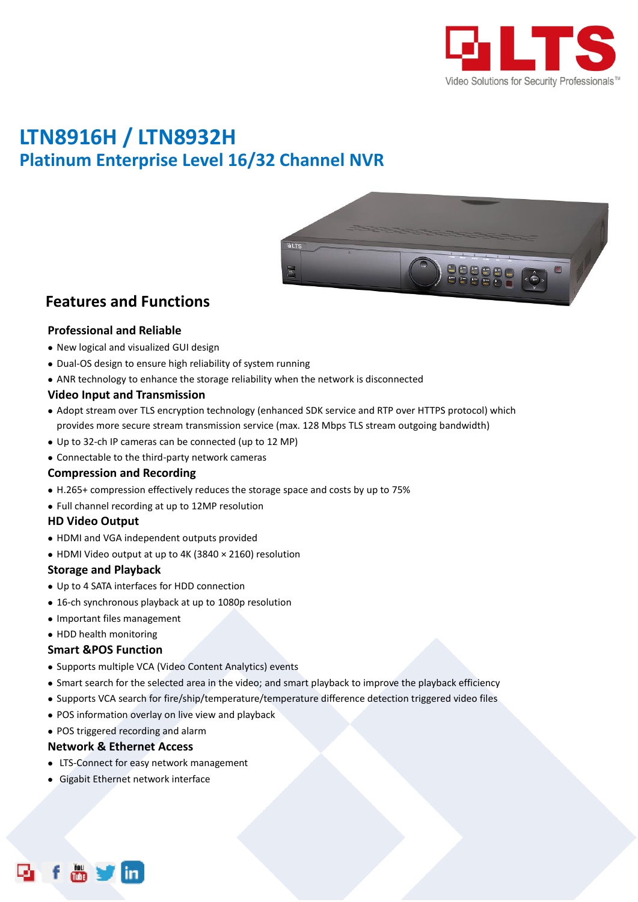# LTN8916H / LTN8932H

## Platinum Enterprise Level 16/32 Channel NVR

## Features and Functions

### Professional and Reliable

- New logical and visualized GUI design
- Dual-OS design to ensure high reliability of system running
- ANR technology to enhance the storage reliability when the network is disconnected

### Video Input and Transmission

- Adopt stream over TLS encryption technology (enhanced SDK service and RTP over HTTPS protocol) which provides more secure stream transmission service (max. 128 Mbps TLS stream outgoing bandwidth)
- Up to 32-ch IP cameras can be connected (up to 12 MP)
- Connectable to the third-party network cameras

### Compression and Recording

- H.265+ compression effectively reduces the storage space and costs by up to 75%
- Full channel recording at up to 12MP resolution

### HD Video Output

- HDMI and VGA independent outputs provided
- HDMI Video output at up to 4K (3840 × 2160) resolution

### Storage and Playback

- Up to 4 SATA interfaces for HDD connection
- 16-ch synchronous playback at up to 1080p resolution
- Important files management
- HDD health monitoring

### Smart &POS Function

- Supports multiple VCA (Video Content Analytics) events
- Smart search for the selected area in the video; and smart playback to improve the playback efficiency
- Supports VCA search for fire/ship/temperature/temperature difference detection triggered video files
- POS information overlay on live view and playback
- POS triggered recording and alarm

### Network & Ethernet Access

- LTS-Connect for easy network management
- Gigabit Ethernet network interface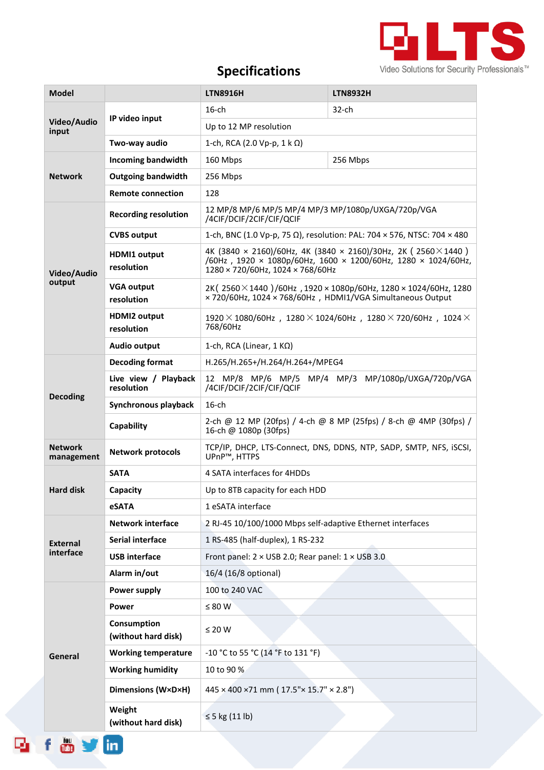## Specifications

| Model | | LTN8916H | LTN8932H |
|---|---|---|---|
| Video/Audio input | IP video input | 16-ch | 32-ch |
| | | Up to 12 MP resolution | |
| | Two-way audio | 1-ch, RCA (2.0 Vp-p, 1 k Ω) | |
| Network | Incoming bandwidth | 160 Mbps | 256 Mbps |
| | Outgoing bandwidth | 256 Mbps | |
| | Remote connection | 128 | |
| Video/Audio output | Recording resolution | 12 MP/8 MP/6 MP/5 MP/4 MP/3 MP/1080p/UXGA/720p/VGA /4CIF/DCIF/2CIF/CIF/QCIF | |
| | CVBS output | 1-ch, BNC (1.0 Vp-p, 75 Ω), resolution: PAL: 704 × 576, NTSC: 704 × 480 | |
| | HDMI1 output resolution | 4K (3840 × 2160)/60Hz, 4K (3840 × 2160)/30Hz, 2K ( 2560×1440 ) /60Hz , 1920 × 1080p/60Hz, 1600 × 1200/60Hz, 1280 × 1024/60Hz, 1280 × 720/60Hz, 1024 × 768/60Hz | |
| | VGA output resolution | 2K( 2560×1440 )/60Hz ,1920 × 1080p/60Hz, 1280 × 1024/60Hz, 1280 × 720/60Hz, 1024 × 768/60Hz , HDMI1/VGA Simultaneous Output | |
| | HDMI2 output resolution | 1920×1080/60Hz , 1280×1024/60Hz , 1280×720/60Hz , 1024×768/60Hz | |
| | Audio output | 1-ch, RCA (Linear, 1 KΩ) | |
| Decoding | Decoding format | H.265/H.265+/H.264/H.264+/MPEG4 | |
| | Live view / Playback resolution | 12 MP/8 MP/6 MP/5 MP/4 MP/3 MP/1080p/UXGA/720p/VGA /4CIF/DCIF/2CIF/CIF/QCIF | |
| | Synchronous playback | 16-ch | |
| | Capability | 2-ch @ 12 MP (20fps) / 4-ch @ 8 MP (25fps) / 8-ch @ 4MP (30fps) / 16-ch @ 1080p (30fps) | |
| Network management | Network protocols | TCP/IP, DHCP, LTS-Connect, DNS, DDNS, NTP, SADP, SMTP, NFS, iSCSI, UPnP™, HTTPS | |
| Hard disk | SATA | 4 SATA interfaces for 4HDDs | |
| | Capacity | Up to 8TB capacity for each HDD | |
| | eSATA | 1 eSATA interface | |
| External interface | Network interface | 2 RJ-45 10/100/1000 Mbps self-adaptive Ethernet interfaces | |
| | Serial interface | 1 RS-485 (half-duplex), 1 RS-232 | |
| | USB interface | Front panel: 2 × USB 2.0; Rear panel: 1 × USB 3.0 | |
| | Alarm in/out | 16/4 (16/8 optional) | |
| General | Power supply | 100 to 240 VAC | |
| | Power | ≤ 80 W | |
| | Consumption (without hard disk) | ≤ 20 W | |
| | Working temperature | -10 °C to 55 °C (14 °F to 131 °F) | |
| | Working humidity | 10 to 90 % | |
| | Dimensions (W×D×H) | 445 × 400 ×71 mm ( 17.5"× 15.7" × 2.8") | |
| | Weight (without hard disk) | ≤ 5 kg (11 lb) | |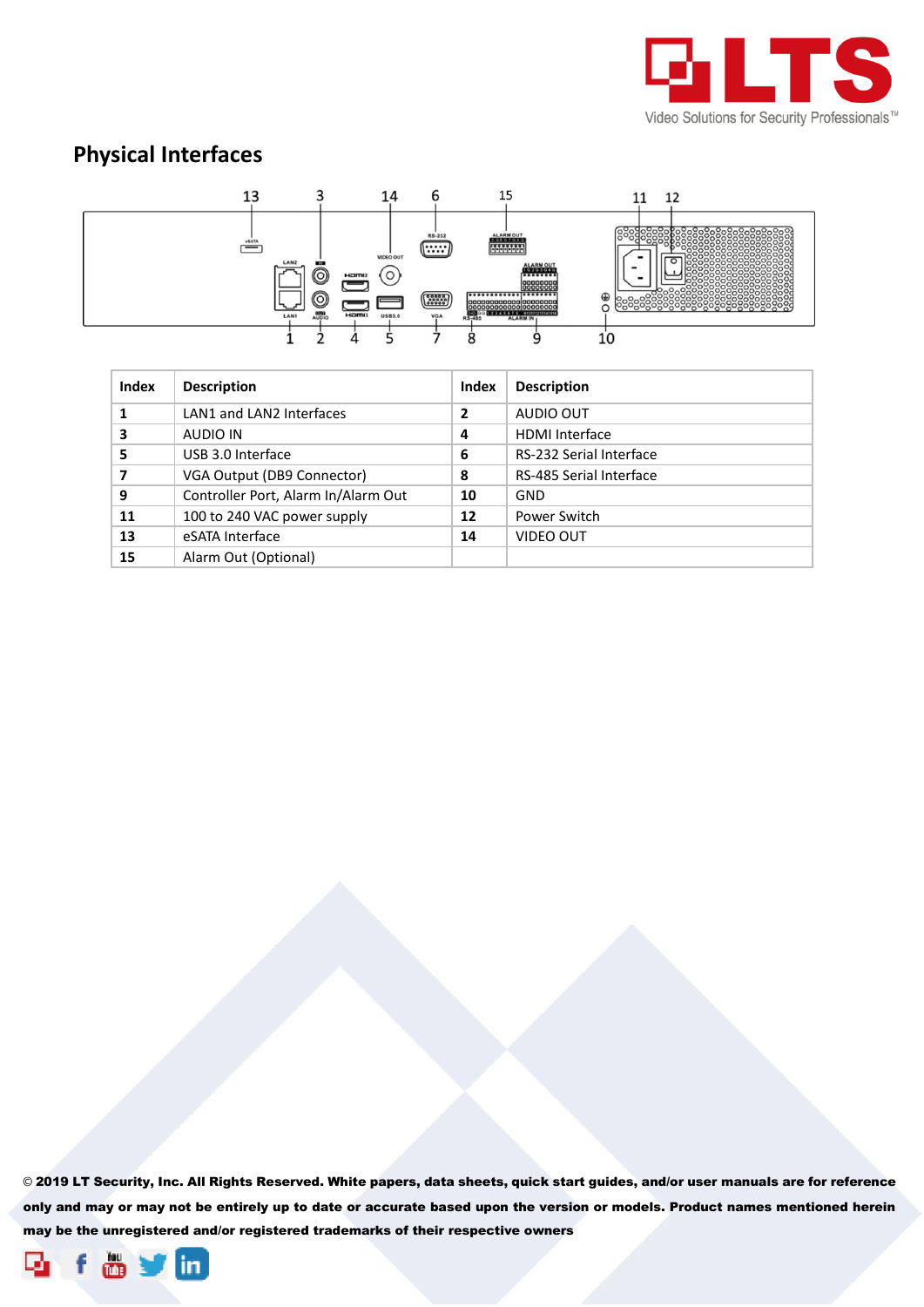## Physical Interfaces

13 3 14 6 15 11 12

1 2 4 5 7 8 9 10

| Index | Description | Index | Description |
|---|---|---|---|
| **1** | LAN1 and LAN2 Interfaces | **2** | AUDIO OUT |
| **3** | AUDIO IN | **4** | HDMI Interface |
| **5** | USB 3.0 Interface | **6** | RS-232 Serial Interface |
| **7** | VGA Output (DB9 Connector) | **8** | RS-485 Serial Interface |
| **9** | Controller Port, Alarm In/Alarm Out | **10** | GND |
| **11** | 100 to 240 VAC power supply | **12** | Power Switch |
| **13** | eSATA Interface | **14** | VIDEO OUT |
| **15** | Alarm Out (Optional) | | |

**© 2019 LT Security, Inc. All Rights Reserved. White papers, data sheets, quick start guides, and/or user manuals are for reference only and may or may not be entirely up to date or accurate based upon the version or models. Product names mentioned herein may be the unregistered and/or registered trademarks of their respective owners**